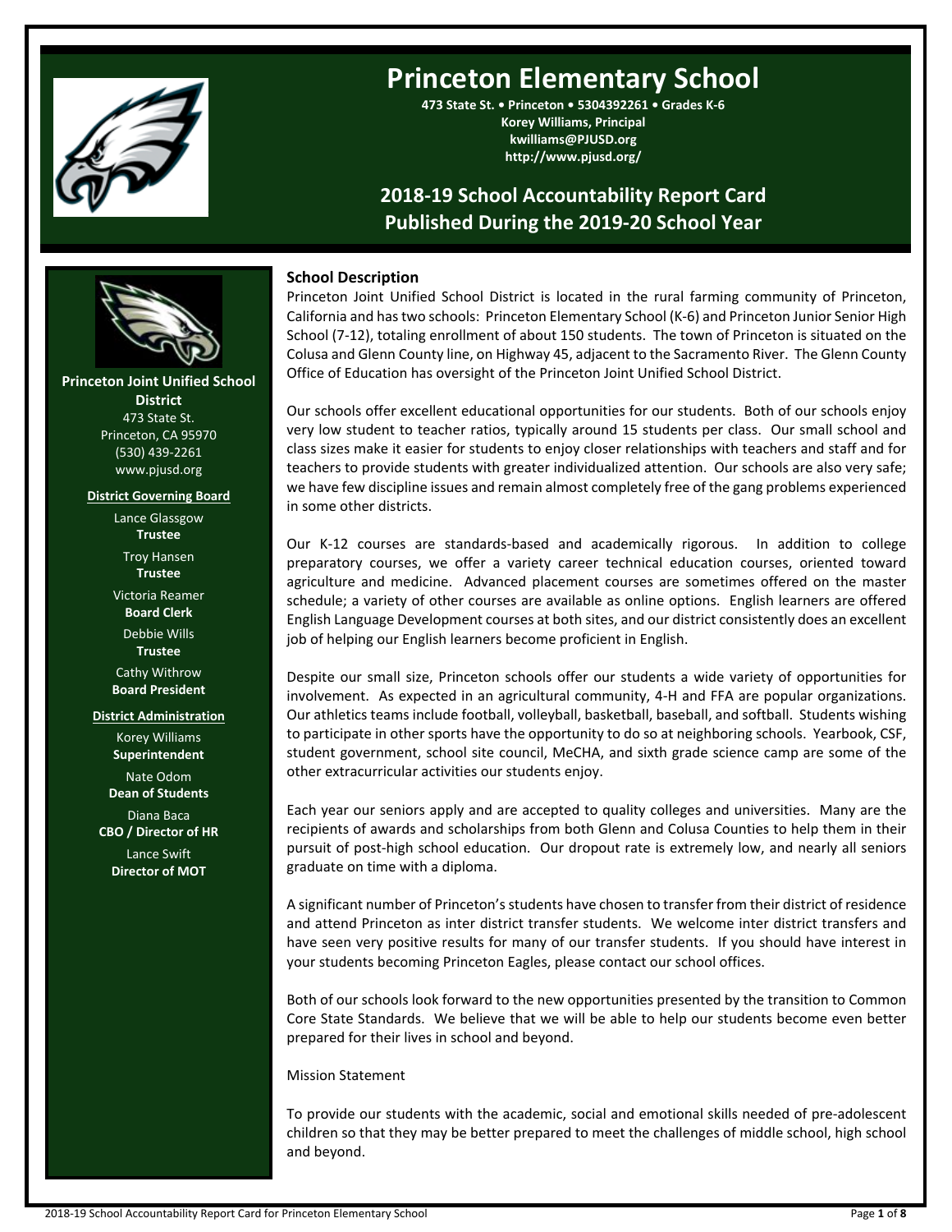# Princeton Elementary School

**473 State St. • Princeton • 5304392261 • Grades K-6**
**Korey Williams, Principal**
**kwilliams@PJUSD.org**
**http://www.pjusd.org/**

## 2018-19 School Accountability Report Card
## Published During the 2019-20 School Year

**Princeton Joint Unified School District**
473 State St.
Princeton, CA 95970
(530) 439-2261
www.pjusd.org

**District Governing Board**

Lance Glassgow
**Trustee**

Troy Hansen
**Trustee**

Victoria Reamer
**Board Clerk**

Debbie Wills
**Trustee**

Cathy Withrow
**Board President**

**District Administration**

Korey Williams
**Superintendent**

Nate Odom
**Dean of Students**

Diana Baca
**CBO / Director of HR**

Lance Swift
**Director of MOT**

### School Description

Princeton Joint Unified School District is located in the rural farming community of Princeton, California and has two schools: Princeton Elementary School (K-6) and Princeton Junior Senior High School (7-12), totaling enrollment of about 150 students. The town of Princeton is situated on the Colusa and Glenn County line, on Highway 45, adjacent to the Sacramento River. The Glenn County Office of Education has oversight of the Princeton Joint Unified School District.

Our schools offer excellent educational opportunities for our students. Both of our schools enjoy very low student to teacher ratios, typically around 15 students per class. Our small school and class sizes make it easier for students to enjoy closer relationships with teachers and staff and for teachers to provide students with greater individualized attention. Our schools are also very safe; we have few discipline issues and remain almost completely free of the gang problems experienced in some other districts.

Our K-12 courses are standards-based and academically rigorous. In addition to college preparatory courses, we offer a variety career technical education courses, oriented toward agriculture and medicine. Advanced placement courses are sometimes offered on the master schedule; a variety of other courses are available as online options. English learners are offered English Language Development courses at both sites, and our district consistently does an excellent job of helping our English learners become proficient in English.

Despite our small size, Princeton schools offer our students a wide variety of opportunities for involvement. As expected in an agricultural community, 4-H and FFA are popular organizations. Our athletics teams include football, volleyball, basketball, baseball, and softball. Students wishing to participate in other sports have the opportunity to do so at neighboring schools. Yearbook, CSF, student government, school site council, MeCHA, and sixth grade science camp are some of the other extracurricular activities our students enjoy.

Each year our seniors apply and are accepted to quality colleges and universities. Many are the recipients of awards and scholarships from both Glenn and Colusa Counties to help them in their pursuit of post-high school education. Our dropout rate is extremely low, and nearly all seniors graduate on time with a diploma.

A significant number of Princeton's students have chosen to transfer from their district of residence and attend Princeton as inter district transfer students. We welcome inter district transfers and have seen very positive results for many of our transfer students. If you should have interest in your students becoming Princeton Eagles, please contact our school offices.

Both of our schools look forward to the new opportunities presented by the transition to Common Core State Standards. We believe that we will be able to help our students become even better prepared for their lives in school and beyond.

Mission Statement

To provide our students with the academic, social and emotional skills needed of pre-adolescent children so that they may be better prepared to meet the challenges of middle school, high school and beyond.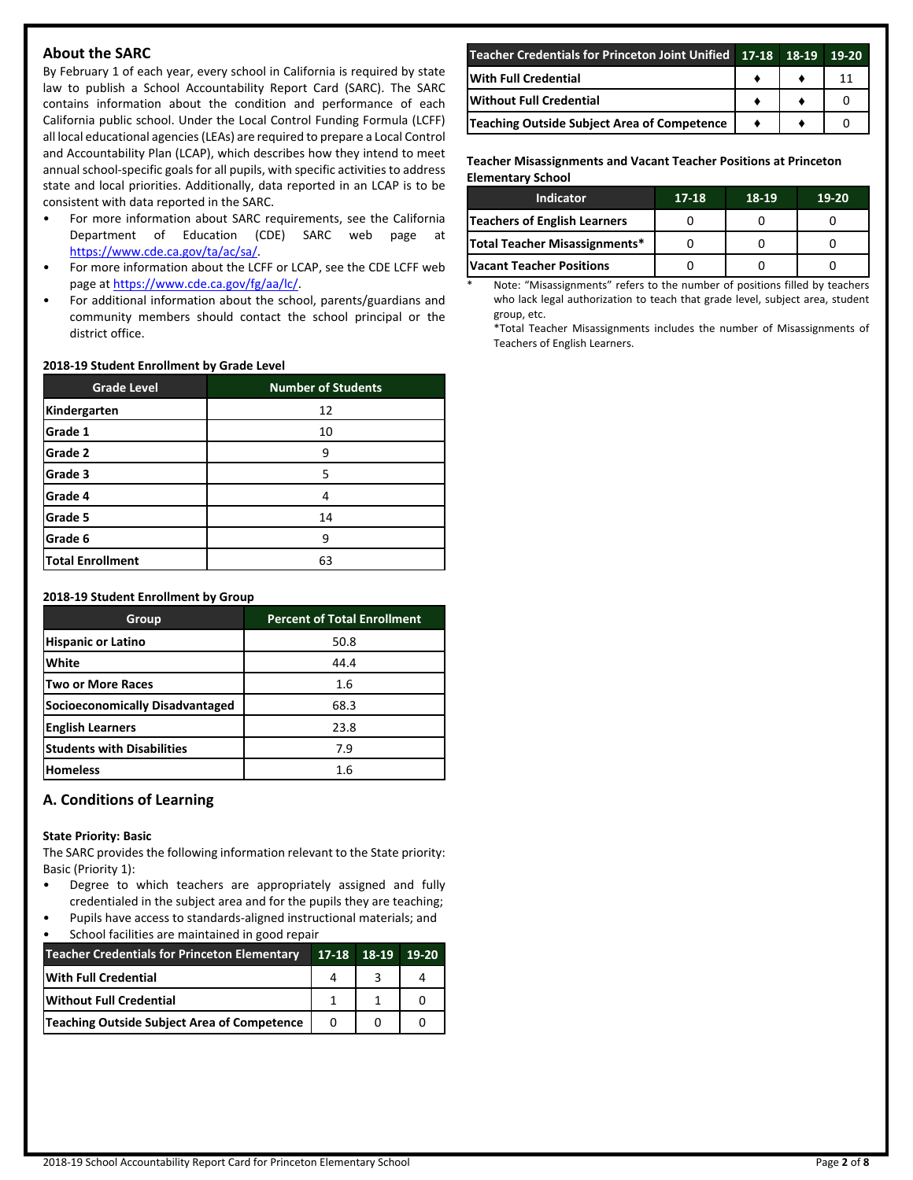## About the SARC

By February 1 of each year, every school in California is required by state law to publish a School Accountability Report Card (SARC). The SARC contains information about the condition and performance of each California public school. Under the Local Control Funding Formula (LCFF) all local educational agencies (LEAs) are required to prepare a Local Control and Accountability Plan (LCAP), which describes how they intend to meet annual school-specific goals for all pupils, with specific activities to address state and local priorities. Additionally, data reported in an LCAP is to be consistent with data reported in the SARC.

- For more information about SARC requirements, see the California Department of Education (CDE) SARC web page at https://www.cde.ca.gov/ta/ac/sa/.
- For more information about the LCFF or LCAP, see the CDE LCFF web page at https://www.cde.ca.gov/fg/aa/lc/.
- For additional information about the school, parents/guardians and community members should contact the school principal or the district office.

**2018-19 Student Enrollment by Grade Level**

| Grade Level | Number of Students |
|---|---|
| Kindergarten | 12 |
| Grade 1 | 10 |
| Grade 2 | 9 |
| Grade 3 | 5 |
| Grade 4 | 4 |
| Grade 5 | 14 |
| Grade 6 | 9 |
| Total Enrollment | 63 |

**2018-19 Student Enrollment by Group**

| Group | Percent of Total Enrollment |
|---|---|
| Hispanic or Latino | 50.8 |
| White | 44.4 |
| Two or More Races | 1.6 |
| Socioeconomically Disadvantaged | 68.3 |
| English Learners | 23.8 |
| Students with Disabilities | 7.9 |
| Homeless | 1.6 |

## A. Conditions of Learning

**State Priority: Basic**

The SARC provides the following information relevant to the State priority: Basic (Priority 1):

- Degree to which teachers are appropriately assigned and fully credentialed in the subject area and for the pupils they are teaching;
- Pupils have access to standards-aligned instructional materials; and
- School facilities are maintained in good repair

| Teacher Credentials for Princeton Elementary | 17-18 | 18-19 | 19-20 |
|---|---|---|---|
| With Full Credential | 4 | 3 | 4 |
| Without Full Credential | 1 | 1 | 0 |
| Teaching Outside Subject Area of Competence | 0 | 0 | 0 |

| Teacher Credentials for Princeton Joint Unified | 17-18 | 18-19 | 19-20 |
|---|---|---|---|
| With Full Credential | ♦ | ♦ | 11 |
| Without Full Credential | ♦ | ♦ | 0 |
| Teaching Outside Subject Area of Competence | ♦ | ♦ | 0 |

**Teacher Misassignments and Vacant Teacher Positions at Princeton Elementary School**

| Indicator | 17-18 | 18-19 | 19-20 |
|---|---|---|---|
| Teachers of English Learners | 0 | 0 | 0 |
| Total Teacher Misassignments* | 0 | 0 | 0 |
| Vacant Teacher Positions | 0 | 0 | 0 |

\* Note: "Misassignments" refers to the number of positions filled by teachers who lack legal authorization to teach that grade level, subject area, student group, etc.

*Total Teacher Misassignments includes the number of Misassignments of Teachers of English Learners.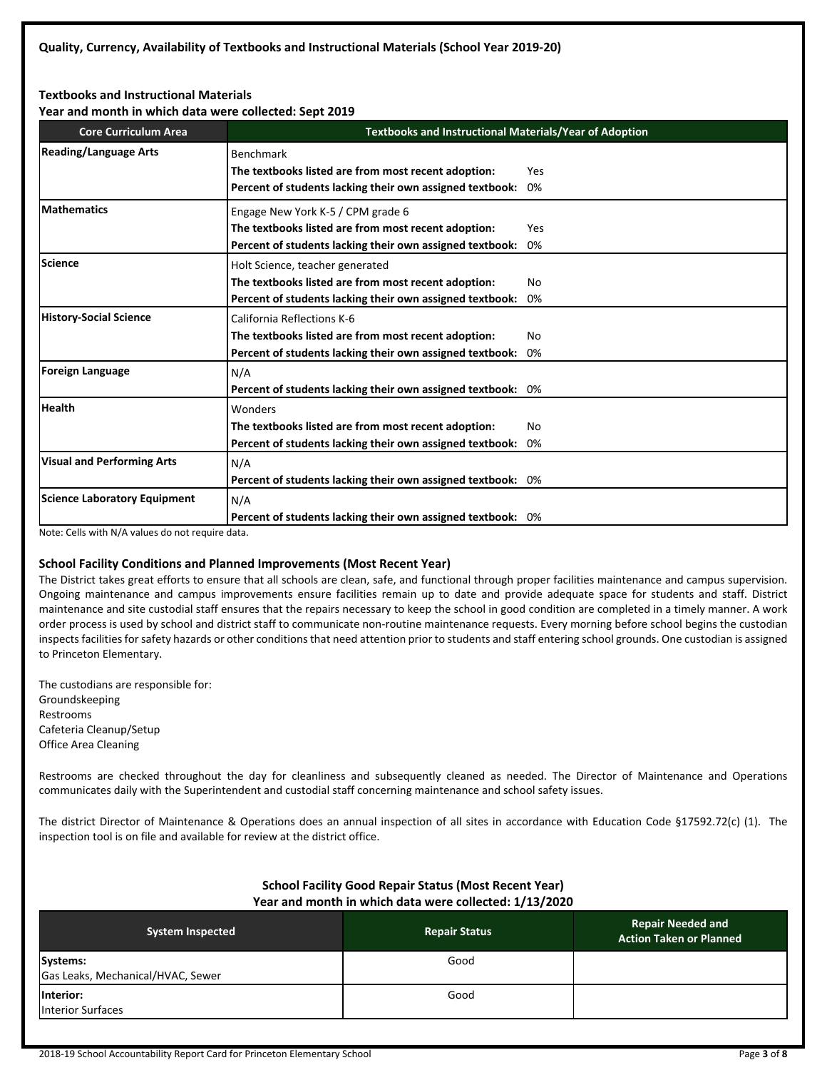## Quality, Currency, Availability of Textbooks and Instructional Materials (School Year 2019-20)

### Textbooks and Instructional Materials

**Year and month in which data were collected: Sept 2019**

| Core Curriculum Area | Textbooks and Instructional Materials/Year of Adoption |
|---|---|
| **Reading/Language Arts** | Benchmark<br>**The textbooks listed are from most recent adoption:** Yes<br>**Percent of students lacking their own assigned textbook:** 0% |
| **Mathematics** | Engage New York K-5 / CPM grade 6<br>**The textbooks listed are from most recent adoption:** Yes<br>**Percent of students lacking their own assigned textbook:** 0% |
| **Science** | Holt Science, teacher generated<br>**The textbooks listed are from most recent adoption:** No<br>**Percent of students lacking their own assigned textbook:** 0% |
| **History-Social Science** | California Reflections K-6<br>**The textbooks listed are from most recent adoption:** No<br>**Percent of students lacking their own assigned textbook:** 0% |
| **Foreign Language** | N/A<br>**Percent of students lacking their own assigned textbook:** 0% |
| **Health** | Wonders<br>**The textbooks listed are from most recent adoption:** No<br>**Percent of students lacking their own assigned textbook:** 0% |
| **Visual and Performing Arts** | N/A<br>**Percent of students lacking their own assigned textbook:** 0% |
| **Science Laboratory Equipment** | N/A<br>**Percent of students lacking their own assigned textbook:** 0% |

Note: Cells with N/A values do not require data.

### School Facility Conditions and Planned Improvements (Most Recent Year)

The District takes great efforts to ensure that all schools are clean, safe, and functional through proper facilities maintenance and campus supervision. Ongoing maintenance and campus improvements ensure facilities remain up to date and provide adequate space for students and staff. District maintenance and site custodial staff ensures that the repairs necessary to keep the school in good condition are completed in a timely manner. A work order process is used by school and district staff to communicate non-routine maintenance requests. Every morning before school begins the custodian inspects facilities for safety hazards or other conditions that need attention prior to students and staff entering school grounds. One custodian is assigned to Princeton Elementary.

The custodians are responsible for:
Groundskeeping
Restrooms
Cafeteria Cleanup/Setup
Office Area Cleaning

Restrooms are checked throughout the day for cleanliness and subsequently cleaned as needed. The Director of Maintenance and Operations communicates daily with the Superintendent and custodial staff concerning maintenance and school safety issues.

The district Director of Maintenance & Operations does an annual inspection of all sites in accordance with Education Code §17592.72(c) (1). The inspection tool is on file and available for review at the district office.

### School Facility Good Repair Status (Most Recent Year)

**Year and month in which data were collected: 1/13/2020**

| System Inspected | Repair Status | Repair Needed and Action Taken or Planned |
|---|---|---|
| **Systems:**<br>Gas Leaks, Mechanical/HVAC, Sewer | Good | |
| **Interior:**<br>Interior Surfaces | Good | |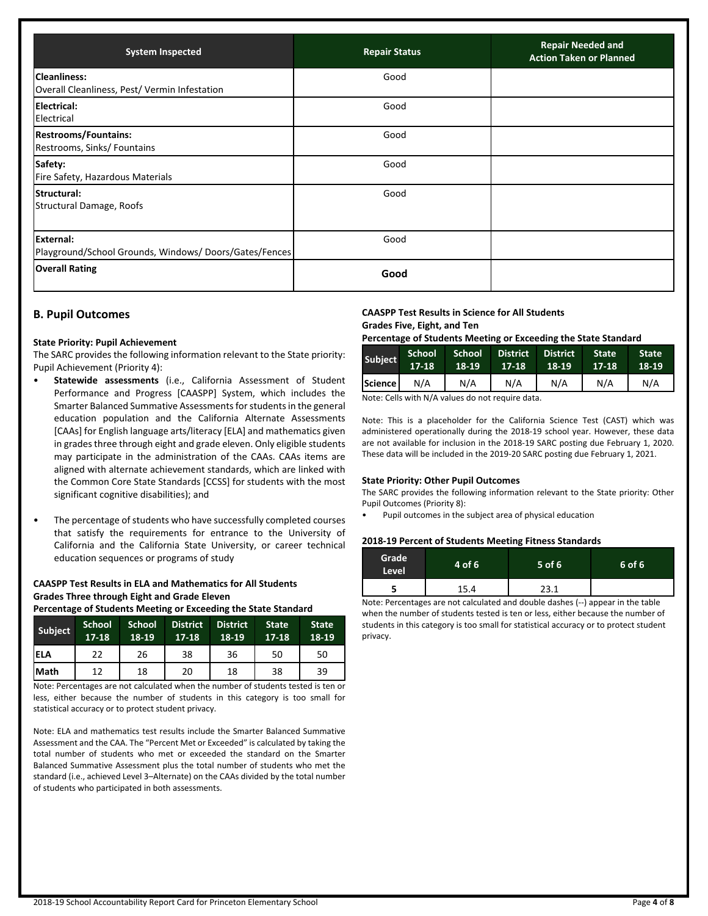| System Inspected | Repair Status | Repair Needed and Action Taken or Planned |
|---|---|---|
| **Cleanliness:** Overall Cleanliness, Pest/ Vermin Infestation | Good | |
| **Electrical:** Electrical | Good | |
| **Restrooms/Fountains:** Restrooms, Sinks/ Fountains | Good | |
| **Safety:** Fire Safety, Hazardous Materials | Good | |
| **Structural:** Structural Damage, Roofs | Good | |
| **External:** Playground/School Grounds, Windows/ Doors/Gates/Fences | Good | |
| **Overall Rating** | **Good** | |

## B. Pupil Outcomes

### State Priority: Pupil Achievement

The SARC provides the following information relevant to the State priority: Pupil Achievement (Priority 4):

- **Statewide assessments** (i.e., California Assessment of Student Performance and Progress [CAASPP] System, which includes the Smarter Balanced Summative Assessments for students in the general education population and the California Alternate Assessments [CAAs] for English language arts/literacy [ELA] and mathematics given in grades three through eight and grade eleven. Only eligible students may participate in the administration of the CAAs. CAAs items are aligned with alternate achievement standards, which are linked with the Common Core State Standards [CCSS] for students with the most significant cognitive disabilities); and
- The percentage of students who have successfully completed courses that satisfy the requirements for entrance to the University of California and the California State University, or career technical education sequences or programs of study

**CAASPP Test Results in ELA and Mathematics for All Students**
**Grades Three through Eight and Grade Eleven**
**Percentage of Students Meeting or Exceeding the State Standard**

| Subject | School 17-18 | School 18-19 | District 17-18 | District 18-19 | State 17-18 | State 18-19 |
|---|---|---|---|---|---|---|
| ELA | 22 | 26 | 38 | 36 | 50 | 50 |
| Math | 12 | 18 | 20 | 18 | 38 | 39 |

Note: Percentages are not calculated when the number of students tested is ten or less, either because the number of students in this category is too small for statistical accuracy or to protect student privacy.

Note: ELA and mathematics test results include the Smarter Balanced Summative Assessment and the CAA. The "Percent Met or Exceeded" is calculated by taking the total number of students who met or exceeded the standard on the Smarter Balanced Summative Assessment plus the total number of students who met the standard (i.e., achieved Level 3–Alternate) on the CAAs divided by the total number of students who participated in both assessments.

**CAASPP Test Results in Science for All Students**
**Grades Five, Eight, and Ten**
**Percentage of Students Meeting or Exceeding the State Standard**

| Subject | School 17-18 | School 18-19 | District 17-18 | District 18-19 | State 17-18 | State 18-19 |
|---|---|---|---|---|---|---|
| Science | N/A | N/A | N/A | N/A | N/A | N/A |

Note: Cells with N/A values do not require data.

Note: This is a placeholder for the California Science Test (CAST) which was administered operationally during the 2018-19 school year. However, these data are not available for inclusion in the 2018-19 SARC posting due February 1, 2020. These data will be included in the 2019-20 SARC posting due February 1, 2021.

### State Priority: Other Pupil Outcomes

The SARC provides the following information relevant to the State priority: Other Pupil Outcomes (Priority 8):

- Pupil outcomes in the subject area of physical education

**2018-19 Percent of Students Meeting Fitness Standards**

| Grade Level | 4 of 6 | 5 of 6 | 6 of 6 |
|---|---|---|---|
| 5 | 15.4 | 23.1 | |

Note: Percentages are not calculated and double dashes (--) appear in the table when the number of students tested is ten or less, either because the number of students in this category is too small for statistical accuracy or to protect student privacy.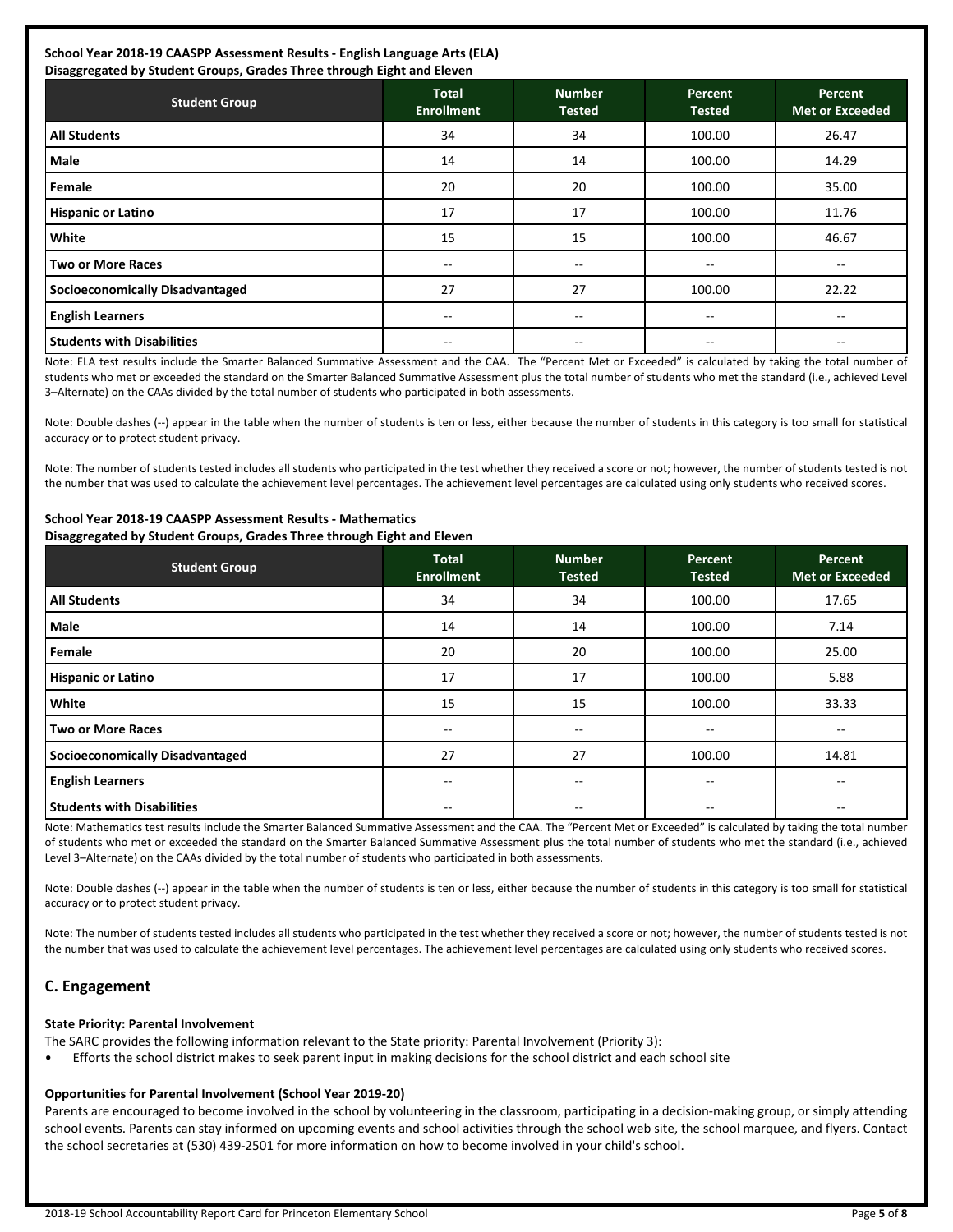**School Year 2018-19 CAASPP Assessment Results - English Language Arts (ELA)**
**Disaggregated by Student Groups, Grades Three through Eight and Eleven**

| Student Group | Total Enrollment | Number Tested | Percent Tested | Percent Met or Exceeded |
|---|---|---|---|---|
| **All Students** | 34 | 34 | 100.00 | 26.47 |
| **Male** | 14 | 14 | 100.00 | 14.29 |
| **Female** | 20 | 20 | 100.00 | 35.00 |
| **Hispanic or Latino** | 17 | 17 | 100.00 | 11.76 |
| **White** | 15 | 15 | 100.00 | 46.67 |
| **Two or More Races** | -- | -- | -- | -- |
| **Socioeconomically Disadvantaged** | 27 | 27 | 100.00 | 22.22 |
| **English Learners** | -- | -- | -- | -- |
| **Students with Disabilities** | -- | -- | -- | -- |

Note: ELA test results include the Smarter Balanced Summative Assessment and the CAA. The "Percent Met or Exceeded" is calculated by taking the total number of students who met or exceeded the standard on the Smarter Balanced Summative Assessment plus the total number of students who met the standard (i.e., achieved Level 3–Alternate) on the CAAs divided by the total number of students who participated in both assessments.

Note: Double dashes (--) appear in the table when the number of students is ten or less, either because the number of students in this category is too small for statistical accuracy or to protect student privacy.

Note: The number of students tested includes all students who participated in the test whether they received a score or not; however, the number of students tested is not the number that was used to calculate the achievement level percentages. The achievement level percentages are calculated using only students who received scores.

**School Year 2018-19 CAASPP Assessment Results - Mathematics**
**Disaggregated by Student Groups, Grades Three through Eight and Eleven**

| Student Group | Total Enrollment | Number Tested | Percent Tested | Percent Met or Exceeded |
|---|---|---|---|---|
| **All Students** | 34 | 34 | 100.00 | 17.65 |
| **Male** | 14 | 14 | 100.00 | 7.14 |
| **Female** | 20 | 20 | 100.00 | 25.00 |
| **Hispanic or Latino** | 17 | 17 | 100.00 | 5.88 |
| **White** | 15 | 15 | 100.00 | 33.33 |
| **Two or More Races** | -- | -- | -- | -- |
| **Socioeconomically Disadvantaged** | 27 | 27 | 100.00 | 14.81 |
| **English Learners** | -- | -- | -- | -- |
| **Students with Disabilities** | -- | -- | -- | -- |

Note: Mathematics test results include the Smarter Balanced Summative Assessment and the CAA. The "Percent Met or Exceeded" is calculated by taking the total number of students who met or exceeded the standard on the Smarter Balanced Summative Assessment plus the total number of students who met the standard (i.e., achieved Level 3–Alternate) on the CAAs divided by the total number of students who participated in both assessments.

Note: Double dashes (--) appear in the table when the number of students is ten or less, either because the number of students in this category is too small for statistical accuracy or to protect student privacy.

Note: The number of students tested includes all students who participated in the test whether they received a score or not; however, the number of students tested is not the number that was used to calculate the achievement level percentages. The achievement level percentages are calculated using only students who received scores.

## C. Engagement

**State Priority: Parental Involvement**

The SARC provides the following information relevant to the State priority: Parental Involvement (Priority 3):

- Efforts the school district makes to seek parent input in making decisions for the school district and each school site

**Opportunities for Parental Involvement (School Year 2019-20)**

Parents are encouraged to become involved in the school by volunteering in the classroom, participating in a decision-making group, or simply attending school events. Parents can stay informed on upcoming events and school activities through the school web site, the school marquee, and flyers. Contact the school secretaries at (530) 439-2501 for more information on how to become involved in your child's school.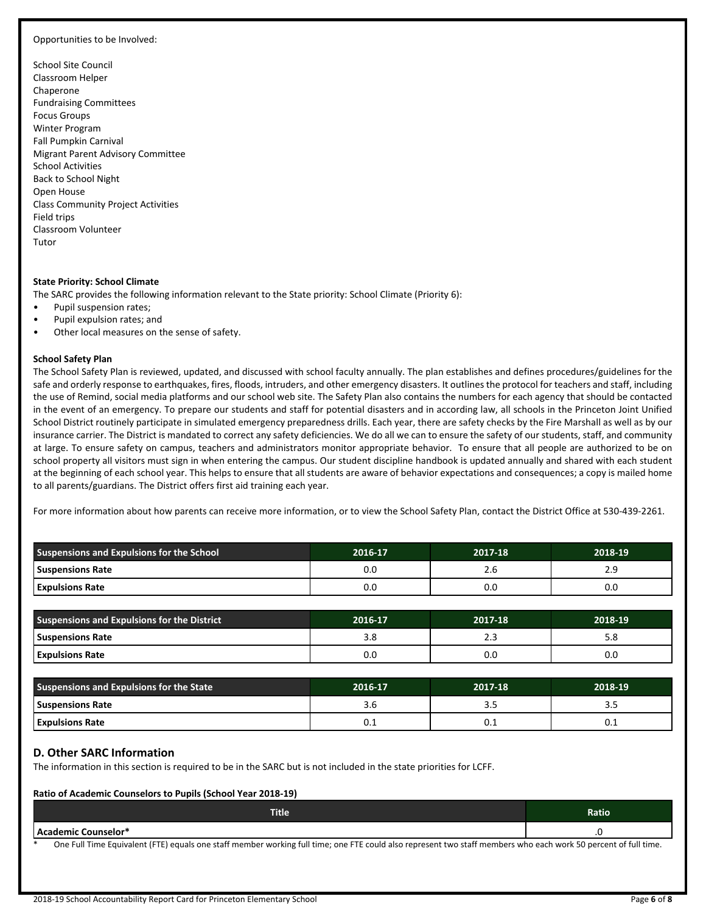Opportunities to be Involved:

School Site Council
Classroom Helper
Chaperone
Fundraising Committees
Focus Groups
Winter Program
Fall Pumpkin Carnival
Migrant Parent Advisory Committee
School Activities
Back to School Night
Open House
Class Community Project Activities
Field trips
Classroom Volunteer
Tutor

**State Priority: School Climate**

The SARC provides the following information relevant to the State priority: School Climate (Priority 6):

- Pupil suspension rates;
- Pupil expulsion rates; and
- Other local measures on the sense of safety.

**School Safety Plan**

The School Safety Plan is reviewed, updated, and discussed with school faculty annually. The plan establishes and defines procedures/guidelines for the safe and orderly response to earthquakes, fires, floods, intruders, and other emergency disasters. It outlines the protocol for teachers and staff, including the use of Remind, social media platforms and our school web site. The Safety Plan also contains the numbers for each agency that should be contacted in the event of an emergency. To prepare our students and staff for potential disasters and in according law, all schools in the Princeton Joint Unified School District routinely participate in simulated emergency preparedness drills. Each year, there are safety checks by the Fire Marshall as well as by our insurance carrier. The District is mandated to correct any safety deficiencies. We do all we can to ensure the safety of our students, staff, and community at large. To ensure safety on campus, teachers and administrators monitor appropriate behavior. To ensure that all people are authorized to be on school property all visitors must sign in when entering the campus. Our student discipline handbook is updated annually and shared with each student at the beginning of each school year. This helps to ensure that all students are aware of behavior expectations and consequences; a copy is mailed home to all parents/guardians. The District offers first aid training each year.

For more information about how parents can receive more information, or to view the School Safety Plan, contact the District Office at 530-439-2261.

| Suspensions and Expulsions for the School | 2016-17 | 2017-18 | 2018-19 |
|---|---|---|---|
| **Suspensions Rate** | 0.0 | 2.6 | 2.9 |
| **Expulsions Rate** | 0.0 | 0.0 | 0.0 |

| Suspensions and Expulsions for the District | 2016-17 | 2017-18 | 2018-19 |
|---|---|---|---|
| **Suspensions Rate** | 3.8 | 2.3 | 5.8 |
| **Expulsions Rate** | 0.0 | 0.0 | 0.0 |

| Suspensions and Expulsions for the State | 2016-17 | 2017-18 | 2018-19 |
|---|---|---|---|
| **Suspensions Rate** | 3.6 | 3.5 | 3.5 |
| **Expulsions Rate** | 0.1 | 0.1 | 0.1 |

## D. Other SARC Information

The information in this section is required to be in the SARC but is not included in the state priorities for LCFF.

**Ratio of Academic Counselors to Pupils (School Year 2018-19)**

| Title | Ratio |
|---|---|
| **Academic Counselor*** | .0 |

\* One Full Time Equivalent (FTE) equals one staff member working full time; one FTE could also represent two staff members who each work 50 percent of full time.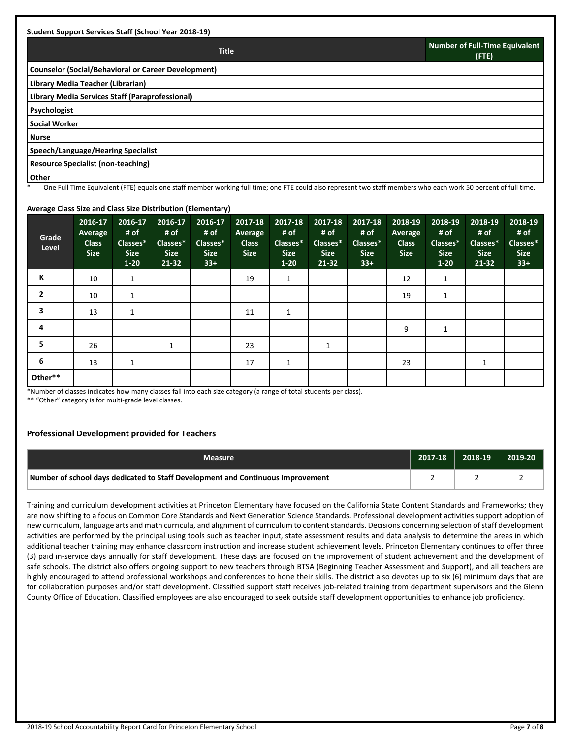**Student Support Services Staff (School Year 2018-19)**

| Title | Number of Full-Time Equivalent (FTE) |
|---|---|
| Counselor (Social/Behavioral or Career Development) | |
| Library Media Teacher (Librarian) | |
| Library Media Services Staff (Paraprofessional) | |
| Psychologist | |
| Social Worker | |
| Nurse | |
| Speech/Language/Hearing Specialist | |
| Resource Specialist (non-teaching) | |
| Other | |

\* One Full Time Equivalent (FTE) equals one staff member working full time; one FTE could also represent two staff members who each work 50 percent of full time.

**Average Class Size and Class Size Distribution (Elementary)**

| Grade Level | 2016-17 Average Class Size | 2016-17 # of Classes* Size 1-20 | 2016-17 # of Classes* Size 21-32 | 2016-17 # of Classes* Size 33+ | 2017-18 Average Class Size | 2017-18 # of Classes* Size 1-20 | 2017-18 # of Classes* Size 21-32 | 2017-18 # of Classes* Size 33+ | 2018-19 Average Class Size | 2018-19 # of Classes* Size 1-20 | 2018-19 # of Classes* Size 21-32 | 2018-19 # of Classes* Size 33+ |
|---|---|---|---|---|---|---|---|---|---|---|---|---|
| K | 10 | 1 | | | 19 | 1 | | | 12 | 1 | | |
| 2 | 10 | 1 | | | | | | | 19 | 1 | | |
| 3 | 13 | 1 | | | 11 | 1 | | | | | | |
| 4 | | | | | | | | | 9 | 1 | | |
| 5 | 26 | | 1 | | 23 | | 1 | | | | | |
| 6 | 13 | 1 | | | 17 | 1 | | | 23 | | 1 | |
| Other** | | | | | | | | | | | | |

*Number of classes indicates how many classes fall into each size category (a range of total students per class).

** "Other" category is for multi-grade level classes.

### Professional Development provided for Teachers

| Measure | 2017-18 | 2018-19 | 2019-20 |
|---|---|---|---|
| Number of school days dedicated to Staff Development and Continuous Improvement | 2 | 2 | 2 |

Training and curriculum development activities at Princeton Elementary have focused on the California State Content Standards and Frameworks; they are now shifting to a focus on Common Core Standards and Next Generation Science Standards. Professional development activities support adoption of new curriculum, language arts and math curricula, and alignment of curriculum to content standards. Decisions concerning selection of staff development activities are performed by the principal using tools such as teacher input, state assessment results and data analysis to determine the areas in which additional teacher training may enhance classroom instruction and increase student achievement levels. Princeton Elementary continues to offer three (3) paid in-service days annually for staff development. These days are focused on the improvement of student achievement and the development of safe schools. The district also offers ongoing support to new teachers through BTSA (Beginning Teacher Assessment and Support), and all teachers are highly encouraged to attend professional workshops and conferences to hone their skills. The district also devotes up to six (6) minimum days that are for collaboration purposes and/or staff development. Classified support staff receives job-related training from department supervisors and the Glenn County Office of Education. Classified employees are also encouraged to seek outside staff development opportunities to enhance job proficiency.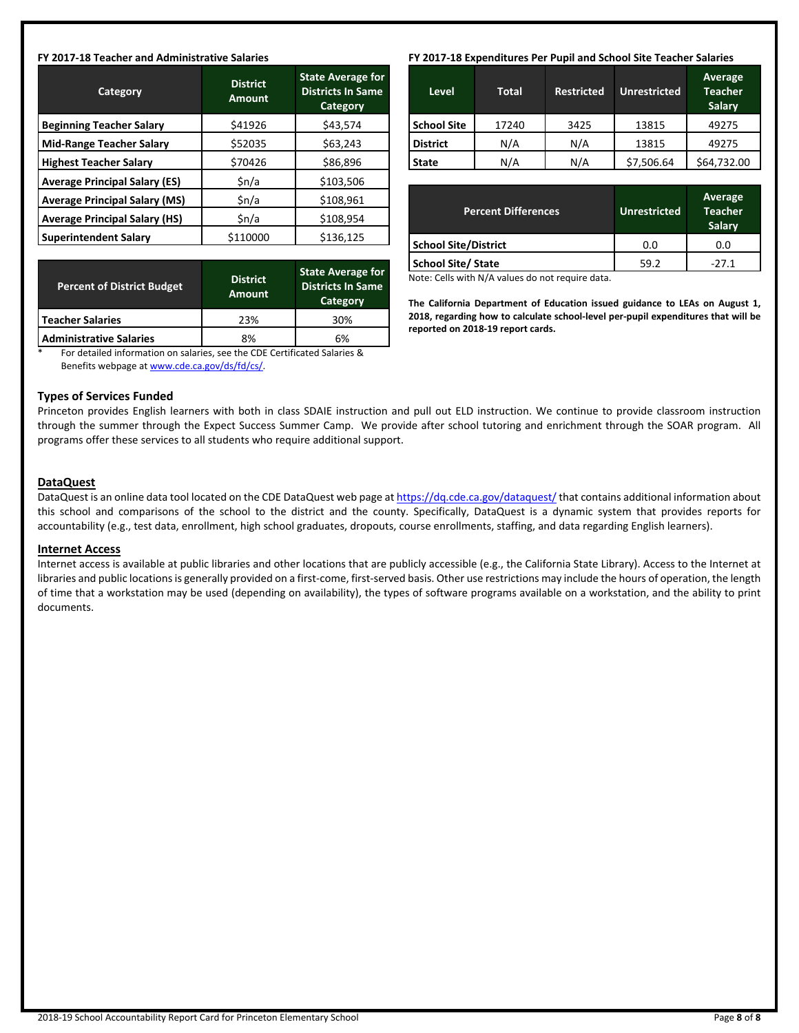**FY 2017-18 Teacher and Administrative Salaries**

| Category | District Amount | State Average for Districts In Same Category |
|---|---|---|
| Beginning Teacher Salary | $41926 | $43,574 |
| Mid-Range Teacher Salary | $52035 | $63,243 |
| Highest Teacher Salary | $70426 | $86,896 |
| Average Principal Salary (ES) | $n/a | $103,506 |
| Average Principal Salary (MS) | $n/a | $108,961 |
| Average Principal Salary (HS) | $n/a | $108,954 |
| Superintendent Salary | $110000 | $136,125 |

| Percent of District Budget | District Amount | State Average for Districts In Same Category |
|---|---|---|
| Teacher Salaries | 23% | 30% |
| Administrative Salaries | 8% | 6% |

\* For detailed information on salaries, see the CDE Certificated Salaries & Benefits webpage at www.cde.ca.gov/ds/fd/cs/.

**FY 2017-18 Expenditures Per Pupil and School Site Teacher Salaries**

| Level | Total | Restricted | Unrestricted | Average Teacher Salary |
|---|---|---|---|---|
| School Site | 17240 | 3425 | 13815 | 49275 |
| District | N/A | N/A | 13815 | 49275 |
| State | N/A | N/A | $7,506.64 | $64,732.00 |

| Percent Differences | Unrestricted | Average Teacher Salary |
|---|---|---|
| School Site/District | 0.0 | 0.0 |
| School Site/ State | 59.2 | -27.1 |

Note: Cells with N/A values do not require data.

**The California Department of Education issued guidance to LEAs on August 1, 2018, regarding how to calculate school-level per-pupil expenditures that will be reported on 2018-19 report cards.**

### Types of Services Funded

Princeton provides English learners with both in class SDAIE instruction and pull out ELD instruction. We continue to provide classroom instruction through the summer through the Expect Success Summer Camp. We provide after school tutoring and enrichment through the SOAR program. All programs offer these services to all students who require additional support.

### DataQuest

DataQuest is an online data tool located on the CDE DataQuest web page at https://dq.cde.ca.gov/dataquest/ that contains additional information about this school and comparisons of the school to the district and the county. Specifically, DataQuest is a dynamic system that provides reports for accountability (e.g., test data, enrollment, high school graduates, dropouts, course enrollments, staffing, and data regarding English learners).

### Internet Access

Internet access is available at public libraries and other locations that are publicly accessible (e.g., the California State Library). Access to the Internet at libraries and public locations is generally provided on a first-come, first-served basis. Other use restrictions may include the hours of operation, the length of time that a workstation may be used (depending on availability), the types of software programs available on a workstation, and the ability to print documents.